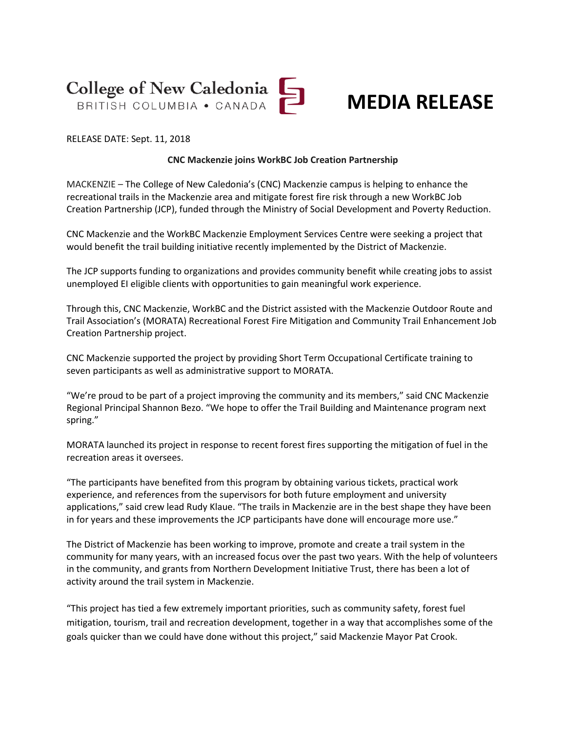College of New Caledonia
BRITISH COLUMBIA • CANADA

# MEDIA RELEASE

RELEASE DATE: Sept. 11, 2018

**CNC Mackenzie joins WorkBC Job Creation Partnership**

MACKENZIE – The College of New Caledonia's (CNC) Mackenzie campus is helping to enhance the recreational trails in the Mackenzie area and mitigate forest fire risk through a new WorkBC Job Creation Partnership (JCP), funded through the Ministry of Social Development and Poverty Reduction.

CNC Mackenzie and the WorkBC Mackenzie Employment Services Centre were seeking a project that would benefit the trail building initiative recently implemented by the District of Mackenzie.

The JCP supports funding to organizations and provides community benefit while creating jobs to assist unemployed EI eligible clients with opportunities to gain meaningful work experience.

Through this, CNC Mackenzie, WorkBC and the District assisted with the Mackenzie Outdoor Route and Trail Association's (MORATA) Recreational Forest Fire Mitigation and Community Trail Enhancement Job Creation Partnership project.

CNC Mackenzie supported the project by providing Short Term Occupational Certificate training to seven participants as well as administrative support to MORATA.

"We're proud to be part of a project improving the community and its members," said CNC Mackenzie Regional Principal Shannon Bezo. "We hope to offer the Trail Building and Maintenance program next spring."

MORATA launched its project in response to recent forest fires supporting the mitigation of fuel in the recreation areas it oversees.

"The participants have benefited from this program by obtaining various tickets, practical work experience, and references from the supervisors for both future employment and university applications," said crew lead Rudy Klaue. "The trails in Mackenzie are in the best shape they have been in for years and these improvements the JCP participants have done will encourage more use."

The District of Mackenzie has been working to improve, promote and create a trail system in the community for many years, with an increased focus over the past two years. With the help of volunteers in the community, and grants from Northern Development Initiative Trust, there has been a lot of activity around the trail system in Mackenzie.

"This project has tied a few extremely important priorities, such as community safety, forest fuel mitigation, tourism, trail and recreation development, together in a way that accomplishes some of the goals quicker than we could have done without this project," said Mackenzie Mayor Pat Crook.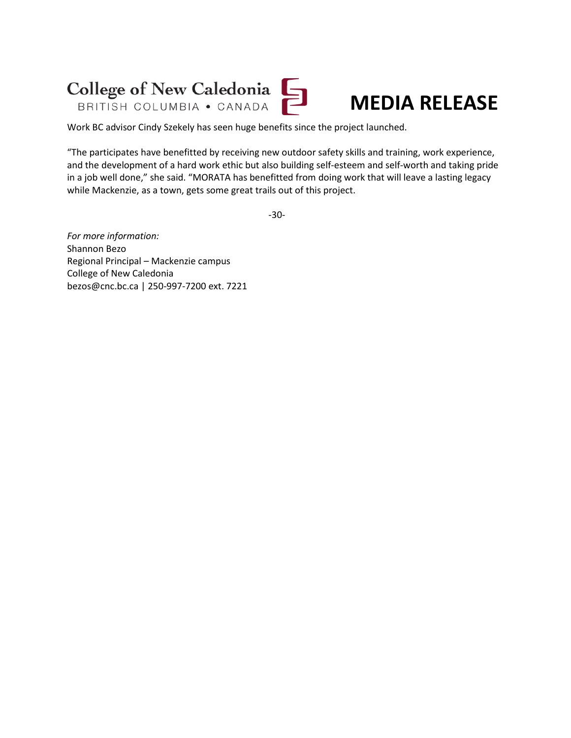Work BC advisor Cindy Szekely has seen huge benefits since the project launched.

“The participates have benefitted by receiving new outdoor safety skills and training, work experience, and the development of a hard work ethic but also building self-esteem and self-worth and taking pride in a job well done,” she said. “MORATA has benefitted from doing work that will leave a lasting legacy while Mackenzie, as a town, gets some great trails out of this project.

-30-

*For more information:*
Shannon Bezo
Regional Principal – Mackenzie campus
College of New Caledonia
bezos@cnc.bc.ca | 250-997-7200 ext. 7221